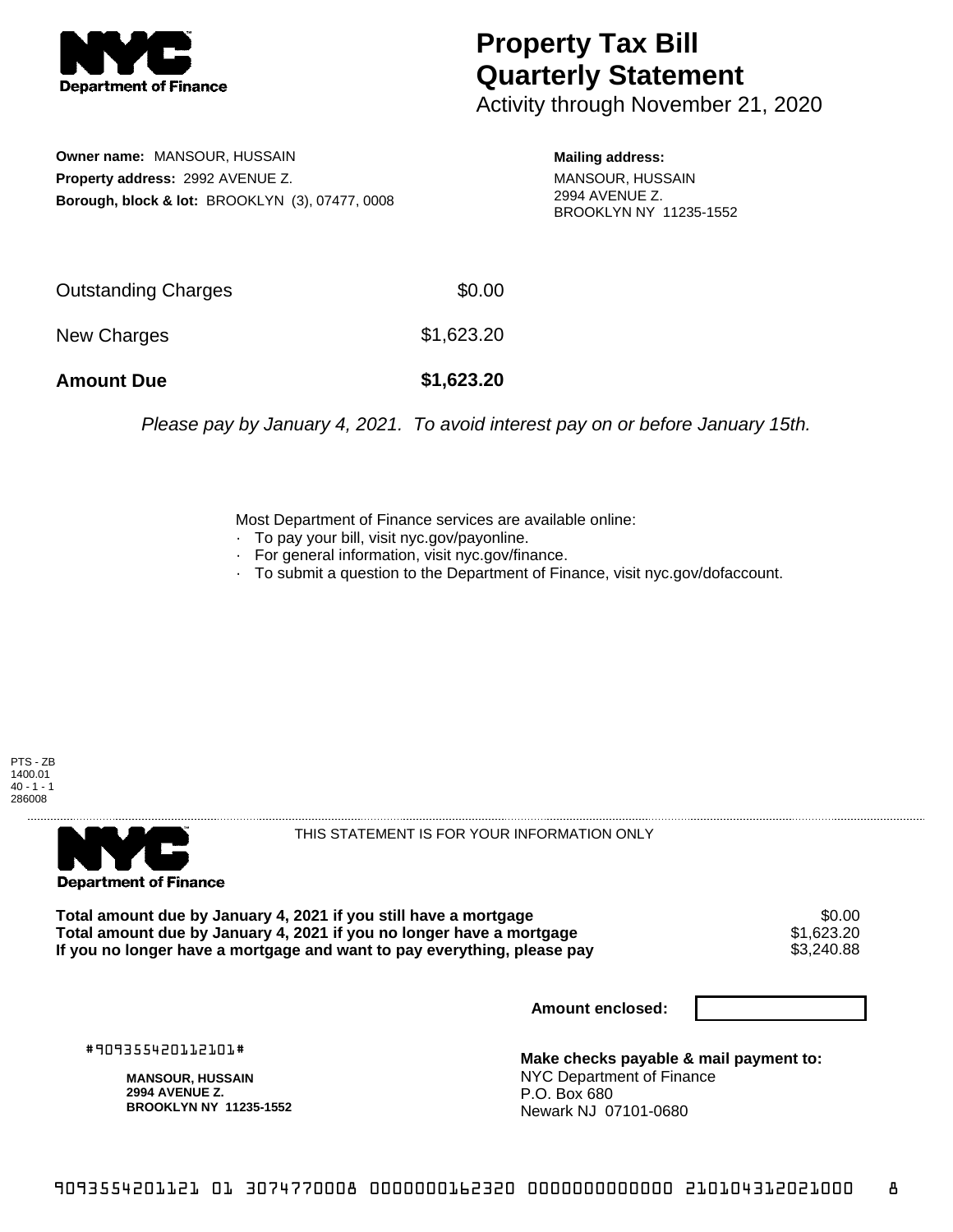**NYC Department of Finance**

# Property Tax Bill Quarterly Statement

Activity through November 21, 2020

**Owner name:** MANSOUR, HUSSAIN
**Property address:** 2992 AVENUE Z.
**Borough, block & lot:** BROOKLYN (3), 07477, 0008

**Mailing address:**
MANSOUR, HUSSAIN
2994 AVENUE Z.
BROOKLYN NY 11235-1552

| | |
|---|---|
| Outstanding Charges | $0.00 |
| New Charges | $1,623.20 |
| **Amount Due** | **$1,623.20** |

*Please pay by January 4, 2021. To avoid interest pay on or before January 15th.*

Most Department of Finance services are available online:
- To pay your bill, visit nyc.gov/payonline.
- For general information, visit nyc.gov/finance.
- To submit a question to the Department of Finance, visit nyc.gov/dofaccount.

PTS - ZB
1400.01
40 - 1 - 1
286008

**NYC Department of Finance**

THIS STATEMENT IS FOR YOUR INFORMATION ONLY

| | |
|---|---|
| **Total amount due by January 4, 2021 if you still have a mortgage** | $0.00 |
| **Total amount due by January 4, 2021 if you no longer have a mortgage** | $1,623.20 |
| **If you no longer have a mortgage and want to pay everything, please pay** | $3,240.88 |

**Amount enclosed:**

#909355420112101#

**MANSOUR, HUSSAIN**
**2994 AVENUE Z.**
**BROOKLYN NY 11235-1552**

**Make checks payable & mail payment to:**
NYC Department of Finance
P.O. Box 680
Newark NJ 07101-0680

909355420112101 3074770008 0000000162320 0000000000000 210104312021000 8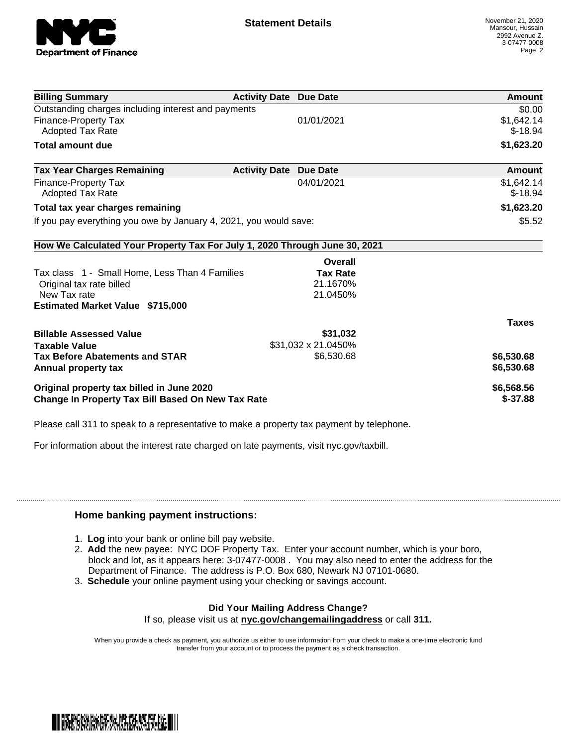**Statement Details**

November 21, 2020
Mansour, Hussain
2992 Avenue Z.
3-07477-0008

| Billing Summary | Activity Date | Due Date | Amount |
|---|---|---|---|
| Outstanding charges including interest and payments | | | $0.00 |
| Finance-Property Tax | | 01/01/2021 | $1,642.14 |
| Adopted Tax Rate | | | $-18.94 |
| **Total amount due** | | | **$1,623.20** |

| Tax Year Charges Remaining | Activity Date | Due Date | Amount |
|---|---|---|---|
| Finance-Property Tax | | 04/01/2021 | $1,642.14 |
| Adopted Tax Rate | | | $-18.94 |
| **Total tax year charges remaining** | | | **$1,623.20** |
| If you pay everything you owe by January 4, 2021, you would save: | | | $5.52 |

**How We Calculated Your Property Tax For July 1, 2020 Through June 30, 2021**

| | Overall Tax Rate | Taxes |
|---|---|---|
| Tax class 1 - Small Home, Less Than 4 Families | | |
| Original tax rate billed | 21.1670% | |
| New Tax rate | 21.0450% | |
| **Estimated Market Value $715,000** | | |
| **Billable Assessed Value** | **$31,032** | |
| **Taxable Value** | $31,032 x 21.0450% | |
| **Tax Before Abatements and STAR** | $6,530.68 | **$6,530.68** |
| **Annual property tax** | | **$6,530.68** |
| **Original property tax billed in June 2020** | | **$6,568.56** |
| **Change In Property Tax Bill Based On New Tax Rate** | | **$-37.88** |

Please call 311 to speak to a representative to make a property tax payment by telephone.

For information about the interest rate charged on late payments, visit nyc.gov/taxbill.

### Home banking payment instructions:

1. **Log** into your bank or online bill pay website.
2. **Add** the new payee: NYC DOF Property Tax. Enter your account number, which is your boro, block and lot, as it appears here: 3-07477-0008 . You may also need to enter the address for the Department of Finance. The address is P.O. Box 680, Newark NJ 07101-0680.
3. **Schedule** your online payment using your checking or savings account.

**Did Your Mailing Address Change?**
If so, please visit us at **nyc.gov/changemailingaddress** or call **311.**

When you provide a check as payment, you authorize us either to use information from your check to make a one-time electronic fund transfer from your account or to process the payment as a check transaction.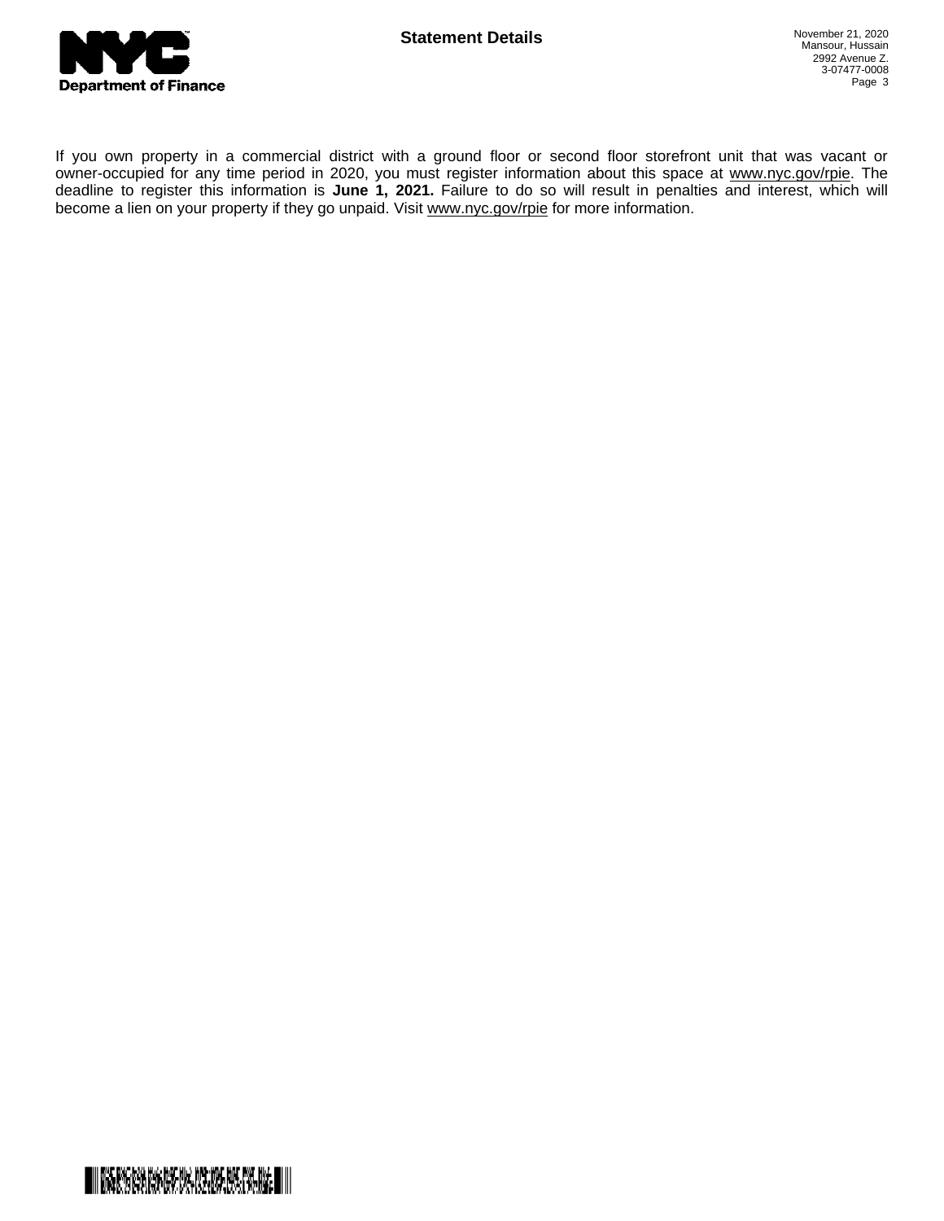If you own property in a commercial district with a ground floor or second floor storefront unit that was vacant or owner-occupied for any time period in 2020, you must register information about this space at www.nyc.gov/rpie. The deadline to register this information is **June 1, 2021.** Failure to do so will result in penalties and interest, which will become a lien on your property if they go unpaid. Visit www.nyc.gov/rpie for more information.